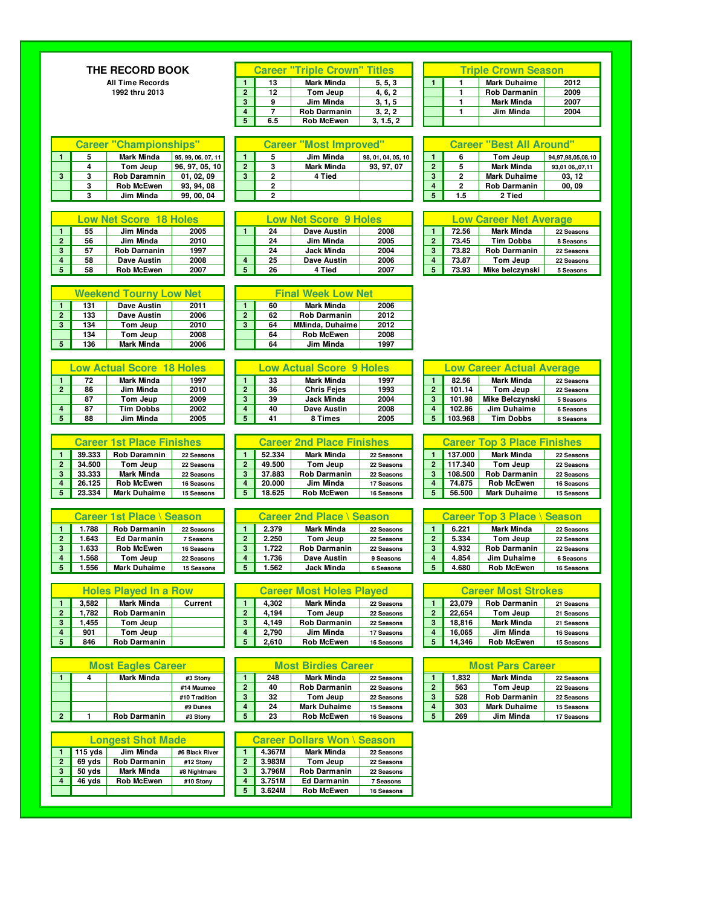# THE RECORD BOOK

**All Time Records**
**1992 thru 2013**

## Career "Triple Crown" Titles

| | | | |
|---|---|---|---|
| 1 | 13 | Mark Minda | 5, 5, 3 |
| 2 | 12 | Tom Jeup | 4, 6, 2 |
| 3 | 9 | Jim Minda | 3, 1, 5 |
| 4 | 7 | Rob Darmanin | 3, 2, 2 |
| 5 | 6.5 | Rob McEwen | 3, 1.5, 2 |

## Triple Crown Season

| | | | |
|---|---|---|---|
| 1 | 1 | Mark Duhaime | 2012 |
| | 1 | Rob Darmanin | 2009 |
| | 1 | Mark Minda | 2007 |
| | 1 | Jim Minda | 2004 |
| | | | |

## Career "Championships"

| | | | |
|---|---|---|---|
| 1 | 5 | Mark Minda | 95, 99, 06, 07, 11 |
| | 4 | Tom Jeup | 96, 97, 05, 10 |
| 3 | 3 | Rob Daramnin | 01, 02, 09 |
| | 3 | Rob McEwen | 93, 94, 08 |
| | 3 | Jim Minda | 99, 00, 04 |

## Career "Most Improved"

| | | | |
|---|---|---|---|
| 1 | 5 | Jim Minda | 98, 01, 04, 05, 10 |
| 2 | 3 | Mark Minda | 93, 97, 07 |
| 3 | 2 | 4 Tied | |
| | 2 | | |
| | 2 | | |

## Career "Best All Around"

| | | | |
|---|---|---|---|
| 1 | 6 | Tom Jeup | 94,97,98,05,08,10 |
| 2 | 5 | Mark Minda | 93,01 06,,07,11 |
| 3 | 2 | Mark Duhaime | 03, 12 |
| 4 | 2 | Rob Darmanin | 00, 09 |
| 5 | 1.5 | 2 Tied | |

## Low Net Score 18 Holes

| | | | |
|---|---|---|---|
| 1 | 55 | Jim Minda | 2005 |
| 2 | 56 | Jim Minda | 2010 |
| 3 | 57 | Rob Darnanin | 1997 |
| 4 | 58 | Dave Austin | 2008 |
| 5 | 58 | Rob McEwen | 2007 |

## Low Net Score 9 Holes

| | | | |
|---|---|---|---|
| 1 | 24 | Dave Austin | 2008 |
| | 24 | Jim Minda | 2005 |
| | 24 | Jack Minda | 2004 |
| 4 | 25 | Dave Austin | 2006 |
| 5 | 26 | 4 Tied | 2007 |

## Low Career Net Average

| | | | |
|---|---|---|---|
| 1 | 72.56 | Mark Minda | 22 Seasons |
| 2 | 73.45 | Tim Dobbs | 8 Seasons |
| 3 | 73.82 | Rob Darmanin | 22 Seasons |
| 4 | 73.87 | Tom Jeup | 22 Seasons |
| 5 | 73.93 | Mike belczynski | 5 Seasons |

## Weekend Tourny Low Net

| | | | |
|---|---|---|---|
| 1 | 131 | Dave Austin | 2011 |
| 2 | 133 | Dave Austin | 2006 |
| 3 | 134 | Tom Jeup | 2010 |
| | 134 | Tom Jeup | 2008 |
| 5 | 136 | Mark Minda | 2006 |

## Final Week Low Net

| | | | |
|---|---|---|---|
| 1 | 60 | Mark Minda | 2006 |
| 2 | 62 | Rob Darmanin | 2012 |
| 3 | 64 | MMinda, Duhaime | 2012 |
| | 64 | Rob McEwen | 2008 |
| | 64 | Jim Minda | 1997 |

## Low Actual Score 18 Holes

| | | | |
|---|---|---|---|
| 1 | 72 | Mark Minda | 1997 |
| 2 | 86 | Jim Minda | 2010 |
| | 87 | Tom Jeup | 2009 |
| 4 | 87 | Tim Dobbs | 2002 |
| 5 | 88 | Jim Minda | 2005 |

## Low Actual Score 9 Holes

| | | | |
|---|---|---|---|
| 1 | 33 | Mark Minda | 1997 |
| 2 | 36 | Chris Fejes | 1993 |
| 3 | 39 | Jack Minda | 2004 |
| 4 | 40 | Dave Austin | 2008 |
| 5 | 41 | 8 Times | 2005 |

## Low Career Actual Average

| | | | |
|---|---|---|---|
| 1 | 82.56 | Mark Minda | 22 Seasons |
| 2 | 101.14 | Tom Jeup | 22 Seasons |
| 3 | 101.98 | Mike Belczynski | 5 Seasons |
| 4 | 102.86 | Jim Duhaime | 6 Seasons |
| 5 | 103.968 | Tim Dobbs | 8 Seasons |

## Career 1st Place Finishes

| | | | |
|---|---|---|---|
| 1 | 39.333 | Rob Daramnin | 22 Seasons |
| 2 | 34.500 | Tom Jeup | 22 Seasons |
| 3 | 33.333 | Mark Minda | 22 Seasons |
| 4 | 26.125 | Rob McEwen | 16 Seasons |
| 5 | 23.334 | Mark Duhaime | 15 Seasons |

## Career 2nd Place Finishes

| | | | |
|---|---|---|---|
| 1 | 52.334 | Mark Minda | 22 Seasons |
| 2 | 49.500 | Tom Jeup | 22 Seasons |
| 3 | 37.883 | Rob Darmanin | 22 Seasons |
| 4 | 20.000 | Jim Minda | 17 Seasons |
| 5 | 18.625 | Rob McEwen | 16 Seasons |

## Career Top 3 Place Finishes

| | | | |
|---|---|---|---|
| 1 | 137.000 | Mark Minda | 22 Seasons |
| 2 | 117.340 | Tom Jeup | 22 Seasons |
| 3 | 108.500 | Rob Darmanin | 22 Seasons |
| 4 | 74.875 | Rob McEwen | 16 Seasons |
| 5 | 56.500 | Mark Duhaime | 15 Seasons |

## Career 1st Place \ Season

| | | | |
|---|---|---|---|
| 1 | 1.788 | Rob Darmanin | 22 Seasons |
| 2 | 1.643 | Ed Darmanin | 7 Seasons |
| 3 | 1.633 | Rob McEwen | 16 Seasons |
| 4 | 1.568 | Tom Jeup | 22 Seasons |
| 5 | 1.556 | Mark Duhaime | 15 Seasons |

## Career 2nd Place \ Season

| | | | |
|---|---|---|---|
| 1 | 2.379 | Mark Minda | 22 Seasons |
| 2 | 2.250 | Tom Jeup | 22 Seasons |
| 3 | 1.722 | Rob Darmanin | 22 Seasons |
| 4 | 1.736 | Dave Austin | 9 Seasons |
| 5 | 1.562 | Jack Minda | 6 Seasons |

## Career Top 3 Place \ Season

| | | | |
|---|---|---|---|
| 1 | 6.221 | Mark Minda | 22 Seasons |
| 2 | 5.334 | Tom Jeup | 22 Seasons |
| 3 | 4.932 | Rob Darmanin | 22 Seasons |
| 4 | 4.854 | Jim Duhaime | 6 Seasons |
| 5 | 4.680 | Rob McEwen | 16 Seasons |

## Holes Played In a Row

| | | | |
|---|---|---|---|
| 1 | 3,582 | Mark Minda | Current |
| 2 | 1,782 | Rob Darmanin | |
| 3 | 1,455 | Tom Jeup | |
| 4 | 901 | Tom Jeup | |
| 5 | 846 | Rob Darmanin | |

## Career Most Holes Played

| | | | |
|---|---|---|---|
| 1 | 4,302 | Mark Minda | 22 Seasons |
| 2 | 4,194 | Tom Jeup | 22 Seasons |
| 3 | 4,149 | Rob Darmanin | 22 Seasons |
| 4 | 2,790 | Jim Minda | 17 Seasons |
| 5 | 2,610 | Rob McEwen | 16 Seasons |

## Career Most Strokes

| | | | |
|---|---|---|---|
| 1 | 23,079 | Rob Darmanin | 21 Seasons |
| 2 | 22,654 | Tom Jeup | 21 Seasons |
| 3 | 18,816 | Mark Minda | 21 Seasons |
| 4 | 16,065 | Jim Minda | 16 Seasons |
| 5 | 14,346 | Rob McEwen | 15 Seasons |

## Most Eagles Career

| | | | |
|---|---|---|---|
| 1 | 4 | Mark Minda | #3 Stony |
| | | | #14 Maumee |
| | | | #10 Tradition |
| | | | #9 Dunes |
| 2 | 1 | Rob Darmanin | #3 Stony |

## Most Birdies Career

| | | | |
|---|---|---|---|
| 1 | 248 | Mark Minda | 22 Seasons |
| 2 | 40 | Rob Darmanin | 22 Seasons |
| 3 | 32 | Tom Jeup | 22 Seasons |
| 4 | 24 | Mark Duhaime | 15 Seasons |
| 5 | 23 | Rob McEwen | 16 Seasons |

## Most Pars Career

| | | | |
|---|---|---|---|
| 1 | 1,832 | Mark Minda | 22 Seasons |
| 2 | 563 | Tom Jeup | 22 Seasons |
| 3 | 528 | Rob Darmanin | 22 Seasons |
| 4 | 303 | Mark Duhaime | 15 Seasons |
| 5 | 269 | Jim Minda | 17 Seasons |

## Longest Shot Made

| | | | |
|---|---|---|---|
| 1 | 115 yds | Jim Minda | #6 Black River |
| 2 | 69 yds | Rob Darmanin | #12 Stony |
| 3 | 50 yds | Mark Minda | #8 Nightmare |
| 4 | 46 yds | Rob McEwen | #10 Stony |
| | | | |

## Career Dollars Won \ Season

| | | | |
|---|---|---|---|
| 1 | 4.367M | Mark Minda | 22 Seasons |
| 2 | 3.983M | Tom Jeup | 22 Seasons |
| 3 | 3.796M | Rob Darmanin | 22 Seasons |
| 4 | 3.751M | Ed Darmanin | 7 Seasons |
| 5 | 3.624M | Rob McEwen | 16 Seasons |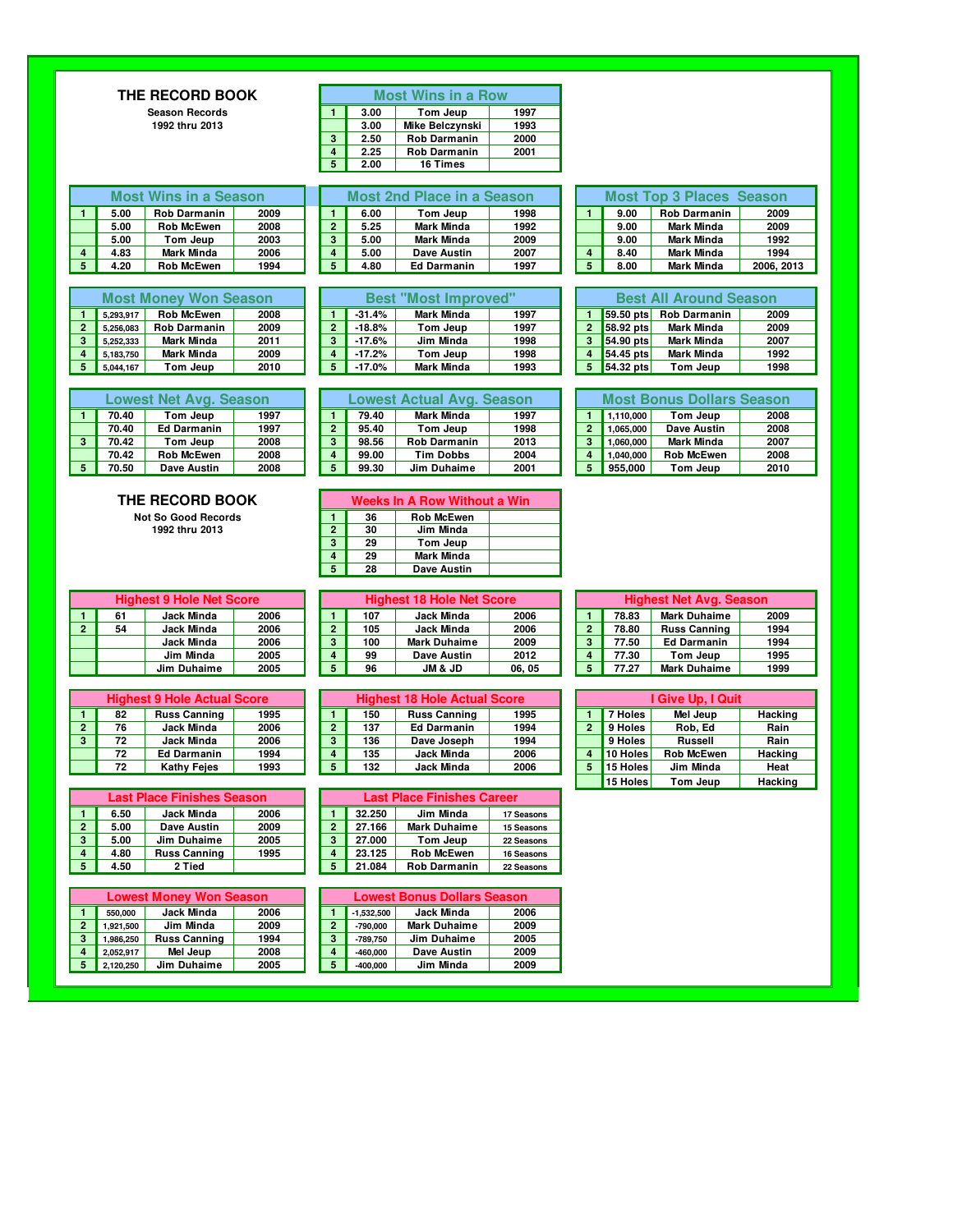## THE RECORD BOOK

**Season Records**
**1992 thru 2013**

### Most Wins in a Row

| | | | |
|---|---|---|---|
| 1 | 3.00 | Tom Jeup | 1997 |
| | 3.00 | Mike Belczynski | 1993 |
| 3 | 2.50 | Rob Darmanin | 2000 |
| 4 | 2.25 | Rob Darmanin | 2001 |
| 5 | 2.00 | 16 Times | |

### Most Wins in a Season

| | | | |
|---|---|---|---|
| 1 | 5.00 | Rob Darmanin | 2009 |
| | 5.00 | Rob McEwen | 2008 |
| | 5.00 | Tom Jeup | 2003 |
| 4 | 4.83 | Mark Minda | 2006 |
| 5 | 4.20 | Rob McEwen | 1994 |

### Most 2nd Place in a Season

| | | | |
|---|---|---|---|
| 1 | 6.00 | Tom Jeup | 1998 |
| 2 | 5.25 | Mark Minda | 1992 |
| 3 | 5.00 | Mark Minda | 2009 |
| 4 | 5.00 | Dave Austin | 2007 |
| 5 | 4.80 | Ed Darmanin | 1997 |

### Most Top 3 Places Season

| | | | |
|---|---|---|---|
| 1 | 9.00 | Rob Darmanin | 2009 |
| | 9.00 | Mark Minda | 2009 |
| | 9.00 | Mark Minda | 1992 |
| 4 | 8.40 | Mark Minda | 1994 |
| 5 | 8.00 | Mark Minda | 2006, 2013 |

### Most Money Won Season

| | | | |
|---|---|---|---|
| 1 | 5,293,917 | Rob McEwen | 2008 |
| 2 | 5,256,083 | Rob Darmanin | 2009 |
| 3 | 5,252,333 | Mark Minda | 2011 |
| 4 | 5,183,750 | Mark Minda | 2009 |
| 5 | 5,044,167 | Tom Jeup | 2010 |

### Best "Most Improved"

| | | | |
|---|---|---|---|
| 1 | -31.4% | Mark Minda | 1997 |
| 2 | -18.8% | Tom Jeup | 1997 |
| 3 | -17.6% | Jim Minda | 1998 |
| 4 | -17.2% | Tom Jeup | 1998 |
| 5 | -17.0% | Mark Minda | 1993 |

### Best All Around Season

| | | | |
|---|---|---|---|
| 1 | 59.50 pts | Rob Darmanin | 2009 |
| 2 | 58.92 pts | Mark Minda | 2009 |
| 3 | 54.90 pts | Mark Minda | 2007 |
| 4 | 54.45 pts | Mark Minda | 1992 |
| 5 | 54.32 pts | Tom Jeup | 1998 |

### Lowest Net Avg. Season

| | | | |
|---|---|---|---|
| 1 | 70.40 | Tom Jeup | 1997 |
| | 70.40 | Ed Darmanin | 1997 |
| 3 | 70.42 | Tom Jeup | 2008 |
| | 70.42 | Rob McEwen | 2008 |
| 5 | 70.50 | Dave Austin | 2008 |

### Lowest Actual Avg. Season

| | | | |
|---|---|---|---|
| 1 | 79.40 | Mark Minda | 1997 |
| 2 | 95.40 | Tom Jeup | 1998 |
| 3 | 98.56 | Rob Darmanin | 2013 |
| 4 | 99.00 | Tim Dobbs | 2004 |
| 5 | 99.30 | Jim Duhaime | 2001 |

### Most Bonus Dollars Season

| | | | |
|---|---|---|---|
| 1 | 1,110,000 | Tom Jeup | 2008 |
| 2 | 1,065,000 | Dave Austin | 2008 |
| 3 | 1,060,000 | Mark Minda | 2007 |
| 4 | 1,040,000 | Rob McEwen | 2008 |
| 5 | 955,000 | Tom Jeup | 2010 |

## THE RECORD BOOK

**Not So Good Records**
**1992 thru 2013**

### Weeks In A Row Without a Win

| | | | |
|---|---|---|---|
| 1 | 36 | Rob McEwen | |
| 2 | 30 | Jim Minda | |
| 3 | 29 | Tom Jeup | |
| 4 | 29 | Mark Minda | |
| 5 | 28 | Dave Austin | |

### Highest 9 Hole Net Score

| | | | |
|---|---|---|---|
| 1 | 61 | Jack Minda | 2006 |
| 2 | 54 | Jack Minda | 2006 |
| | | Jack Minda | 2006 |
| | | Jim Minda | 2005 |
| | | Jim Duhaime | 2005 |

### Highest 18 Hole Net Score

| | | | |
|---|---|---|---|
| 1 | 107 | Jack Minda | 2006 |
| 2 | 105 | Jack Minda | 2006 |
| 3 | 100 | Mark Duhaime | 2009 |
| 4 | 99 | Dave Austin | 2012 |
| 5 | 96 | JM & JD | 06, 05 |

### Highest Net Avg. Season

| | | | |
|---|---|---|---|
| 1 | 78.83 | Mark Duhaime | 2009 |
| 2 | 78.80 | Russ Canning | 1994 |
| 3 | 77.50 | Ed Darmanin | 1994 |
| 4 | 77.30 | Tom Jeup | 1995 |
| 5 | 77.27 | Mark Duhaime | 1999 |

### Highest 9 Hole Actual Score

| | | | |
|---|---|---|---|
| 1 | 82 | Russ Canning | 1995 |
| 2 | 76 | Jack Minda | 2006 |
| 3 | 72 | Jack Minda | 2006 |
| | 72 | Ed Darmanin | 1994 |
| | 72 | Kathy Fejes | 1993 |

### Highest 18 Hole Actual Score

| | | | |
|---|---|---|---|
| 1 | 150 | Russ Canning | 1995 |
| 2 | 137 | Ed Darmanin | 1994 |
| 3 | 136 | Dave Joseph | 1994 |
| 4 | 135 | Jack Minda | 2006 |
| 5 | 132 | Jack Minda | 2006 |

### I Give Up, I Quit

| | | | |
|---|---|---|---|
| 1 | 7 Holes | Mel Jeup | Hacking |
| 2 | 9 Holes | Rob, Ed | Rain |
| | 9 Holes | Russell | Rain |
| 4 | 10 Holes | Rob McEwen | Hacking |
| 5 | 15 Holes | Jim Minda | Heat |
| | 15 Holes | Tom Jeup | Hacking |

### Last Place Finishes Season

| | | | |
|---|---|---|---|
| 1 | 6.50 | Jack Minda | 2006 |
| 2 | 5.00 | Dave Austin | 2009 |
| 3 | 5.00 | Jim Duhaime | 2005 |
| 4 | 4.80 | Russ Canning | 1995 |
| 5 | 4.50 | 2 Tied | |

### Last Place Finishes Career

| | | | |
|---|---|---|---|
| 1 | 32.250 | Jim Minda | 17 Seasons |
| 2 | 27.166 | Mark Duhaime | 15 Seasons |
| 3 | 27.000 | Tom Jeup | 22 Seasons |
| 4 | 23.125 | Rob McEwen | 16 Seasons |
| 5 | 21.084 | Rob Darmanin | 22 Seasons |

### Lowest Money Won Season

| | | | |
|---|---|---|---|
| 1 | 550,000 | Jack Minda | 2006 |
| 2 | 1,921,500 | Jim Minda | 2009 |
| 3 | 1,986,250 | Russ Canning | 1994 |
| 4 | 2,052,917 | Mel Jeup | 2008 |
| 5 | 2,120,250 | Jim Duhaime | 2005 |

### Lowest Bonus Dollars Season

| | | | |
|---|---|---|---|
| 1 | -1,532,500 | Jack Minda | 2006 |
| 2 | -790,000 | Mark Duhaime | 2009 |
| 3 | -789,750 | Jim Duhaime | 2005 |
| 4 | -460,000 | Dave Austin | 2009 |
| 5 | -400,000 | Jim Minda | 2009 |